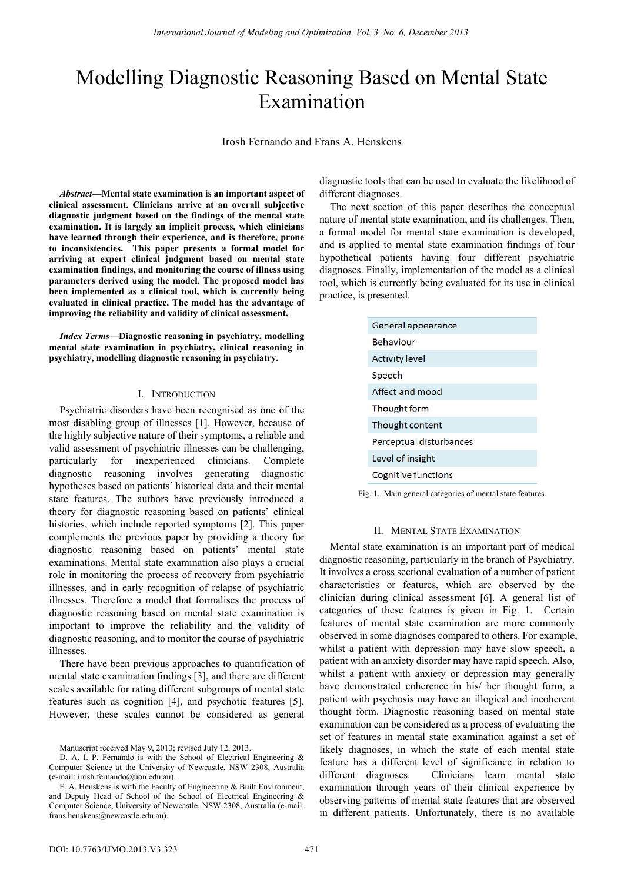# Modelling Diagnostic Reasoning Based on Mental State Examination

Irosh Fernando and Frans A. Henskens

***Abstract*—Mental state examination is an important aspect of clinical assessment. Clinicians arrive at an overall subjective diagnostic judgment based on the findings of the mental state examination. It is largely an implicit process, which clinicians have learned through their experience, and is therefore, prone to inconsistencies. This paper presents a formal model for arriving at expert clinical judgment based on mental state examination findings, and monitoring the course of illness using parameters derived using the model. The proposed model has been implemented as a clinical tool, which is currently being evaluated in clinical practice. The model has the advantage of improving the reliability and validity of clinical assessment.**

***Index Terms*—Diagnostic reasoning in psychiatry, modelling mental state examination in psychiatry, clinical reasoning in psychiatry, modelling diagnostic reasoning in psychiatry.**

## I. Introduction

Psychiatric disorders have been recognised as one of the most disabling group of illnesses [1]. However, because of the highly subjective nature of their symptoms, a reliable and valid assessment of psychiatric illnesses can be challenging, particularly for inexperienced clinicians. Complete diagnostic reasoning involves generating diagnostic hypotheses based on patients' historical data and their mental state features. The authors have previously introduced a theory for diagnostic reasoning based on patients' clinical histories, which include reported symptoms [2]. This paper complements the previous paper by providing a theory for diagnostic reasoning based on patients' mental state examinations. Mental state examination also plays a crucial role in monitoring the process of recovery from psychiatric illnesses, and in early recognition of relapse of psychiatric illnesses. Therefore a model that formalises the process of diagnostic reasoning based on mental state examination is important to improve the reliability and the validity of diagnostic reasoning, and to monitor the course of psychiatric illnesses.

There have been previous approaches to quantification of mental state examination findings [3], and there are different scales available for rating different subgroups of mental state features such as cognition [4], and psychotic features [5]. However, these scales cannot be considered as general diagnostic tools that can be used to evaluate the likelihood of different diagnoses.

The next section of this paper describes the conceptual nature of mental state examination, and its challenges. Then, a formal model for mental state examination is developed, and is applied to mental state examination findings of four hypothetical patients having four different psychiatric diagnoses. Finally, implementation of the model as a clinical tool, which is currently being evaluated for its use in clinical practice, is presented.

| |
|---|
| General appearance |
| Behaviour |
| Activity level |
| Speech |
| Affect and mood |
| Thought form |
| Thought content |
| Perceptual disturbances |
| Level of insight |
| Cognitive functions |

Fig. 1. Main general categories of mental state features.

## II. Mental State Examination

Mental state examination is an important part of medical diagnostic reasoning, particularly in the branch of Psychiatry. It involves a cross sectional evaluation of a number of patient characteristics or features, which are observed by the clinician during clinical assessment [6]. A general list of categories of these features is given in Fig. 1. Certain features of mental state examination are more commonly observed in some diagnoses compared to others. For example, whilst a patient with depression may have slow speech, a patient with an anxiety disorder may have rapid speech. Also, whilst a patient with anxiety or depression may generally have demonstrated coherence in his/ her thought form, a patient with psychosis may have an illogical and incoherent thought form. Diagnostic reasoning based on mental state examination can be considered as a process of evaluating the set of features in mental state examination against a set of likely diagnoses, in which the state of each mental state feature has a different level of significance in relation to different diagnoses. Clinicians learn mental state examination through years of their clinical experience by observing patterns of mental state features that are observed in different patients. Unfortunately, there is no available

Manuscript received May 9, 2013; revised July 12, 2013.

D. A. I. P. Fernando is with the School of Electrical Engineering & Computer Science at the University of Newcastle, NSW 2308, Australia (e-mail: irosh.fernando@uon.edu.au).

F. A. Henskens is with the Faculty of Engineering & Built Environment, and Deputy Head of School of the School of Electrical Engineering & Computer Science, University of Newcastle, NSW 2308, Australia (e-mail: frans.henskens@newcastle.edu.au).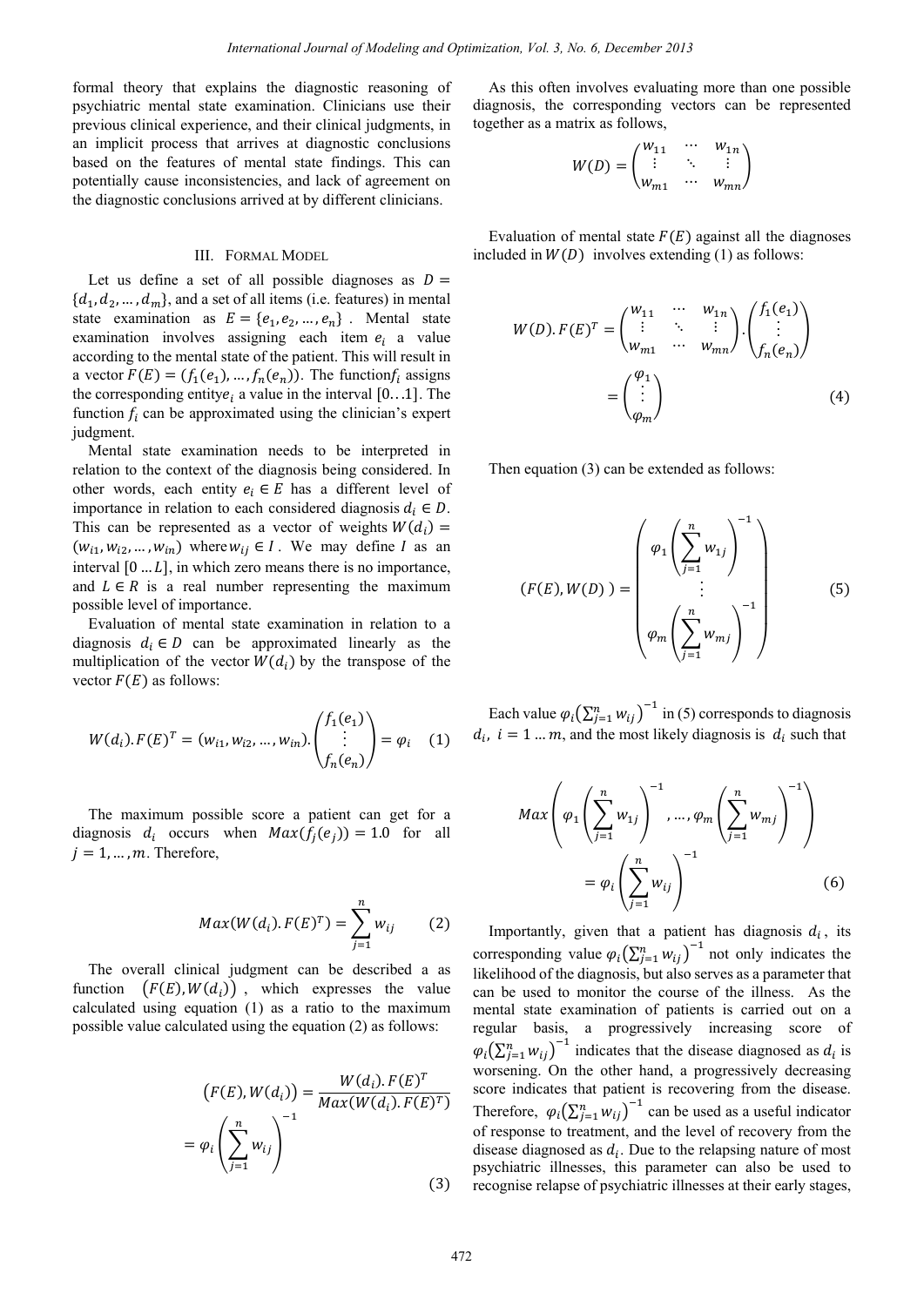formal theory that explains the diagnostic reasoning of psychiatric mental state examination. Clinicians use their previous clinical experience, and their clinical judgments, in an implicit process that arrives at diagnostic conclusions based on the features of mental state findings. This can potentially cause inconsistencies, and lack of agreement on the diagnostic conclusions arrived at by different clinicians.

## III. Formal Model

Let us define a set of all possible diagnoses as $D = \{d_1, d_2, \dots, d_m\}$, and a set of all items (i.e. features) in mental state examination as $E = \{e_1, e_2, \dots, e_n\}$ . Mental state examination involves assigning each item $e_i$ a value according to the mental state of the patient. This will result in a vector $F(E) = (f_1(e_1), \dots, f_n(e_n))$. The function$f_i$ assigns the corresponding entity$e_i$ a value in the interval $[0\dots1]$. The function $f_i$ can be approximated using the clinician's expert judgment.

Mental state examination needs to be interpreted in relation to the context of the diagnosis being considered. In other words, each entity $e_i \in E$ has a different level of importance in relation to each considered diagnosis $d_i \in D$. This can be represented as a vector of weights $W(d_i) = (w_{i1}, w_{i2}, \dots, w_{in})$ where$w_{ij} \in I$ . We may define $I$ as an interval $[0 \dots L]$, in which zero means there is no importance, and $L \in R$ is a real number representing the maximum possible level of importance.

Evaluation of mental state examination in relation to a diagnosis $d_i \in D$ can be approximated linearly as the multiplication of the vector $W(d_i)$ by the transpose of the vector $F(E)$ as follows:

$$W(d_i).F(E)^T = (w_{i1}, w_{i2}, \dots, w_{in}).\begin{pmatrix} f_1(e_1) \\ \vdots \\ f_n(e_n) \end{pmatrix} = \varphi_i \quad (1)$$

The maximum possible score a patient can get for a diagnosis $d_i$ occurs when $Max(f_j(e_j)) = 1.0$ for all $j = 1, \dots, m$. Therefore,

$$Max(W(d_i).F(E)^T) = \sum_{j=1}^{n} w_{ij} \quad (2)$$

The overall clinical judgment can be described a as function $\left(F(E), W(d_i)\right)$ , which expresses the value calculated using equation (1) as a ratio to the maximum possible value calculated using the equation (2) as follows:

$$\left(F(E), W(d_i)\right) = \frac{W(d_i).F(E)^T}{Max(W(d_i).F(E)^T)} = \varphi_i \left(\sum_{j=1}^{n} w_{ij}\right)^{-1} \quad (3)$$

As this often involves evaluating more than one possible diagnosis, the corresponding vectors can be represented together as a matrix as follows,

$$W(D) = \begin{pmatrix} w_{11} & \cdots & w_{1n} \\ \vdots & \ddots & \vdots \\ w_{m1} & \cdots & w_{mn} \end{pmatrix}$$

Evaluation of mental state $F(E)$ against all the diagnoses included in $W(D)$ involves extending (1) as follows:

$$W(D).F(E)^T = \begin{pmatrix} w_{11} & \cdots & w_{1n} \\ \vdots & \ddots & \vdots \\ w_{m1} & \cdots & w_{mn} \end{pmatrix} . \begin{pmatrix} f_1(e_1) \\ \vdots \\ f_n(e_n) \end{pmatrix} = \begin{pmatrix} \varphi_1 \\ \vdots \\ \varphi_m \end{pmatrix} \quad (4)$$

Then equation (3) can be extended as follows:

$$\left(F(E), W(D)\right) = \begin{pmatrix} \varphi_1 \left(\sum_{j=1}^{n} w_{1j}\right)^{-1} \\ \vdots \\ \varphi_m \left(\sum_{j=1}^{n} w_{mj}\right)^{-1} \end{pmatrix} \quad (5)$$

Each value $\varphi_i\left(\sum_{j=1}^{n} w_{ij}\right)^{-1}$ in (5) corresponds to diagnosis $d_i$, $i = 1 \dots m$, and the most likely diagnosis is $d_i$ such that

$$Max\left(\varphi_1 \left(\sum_{j=1}^{n} w_{1j}\right)^{-1}, \dots, \varphi_m \left(\sum_{j=1}^{n} w_{mj}\right)^{-1}\right) = \varphi_i \left(\sum_{j=1}^{n} w_{ij}\right)^{-1} \quad (6)$$

Importantly, given that a patient has diagnosis $d_i$, its corresponding value $\varphi_i\left(\sum_{j=1}^{n} w_{ij}\right)^{-1}$ not only indicates the likelihood of the diagnosis, but also serves as a parameter that can be used to monitor the course of the illness. As the mental state examination of patients is carried out on a regular basis, a progressively increasing score of $\varphi_i\left(\sum_{j=1}^{n} w_{ij}\right)^{-1}$ indicates that the disease diagnosed as $d_i$ is worsening. On the other hand, a progressively decreasing score indicates that patient is recovering from the disease. Therefore, $\varphi_i\left(\sum_{j=1}^{n} w_{ij}\right)^{-1}$ can be used as a useful indicator of response to treatment, and the level of recovery from the disease diagnosed as $d_i$. Due to the relapsing nature of most psychiatric illnesses, this parameter can also be used to recognise relapse of psychiatric illnesses at their early stages,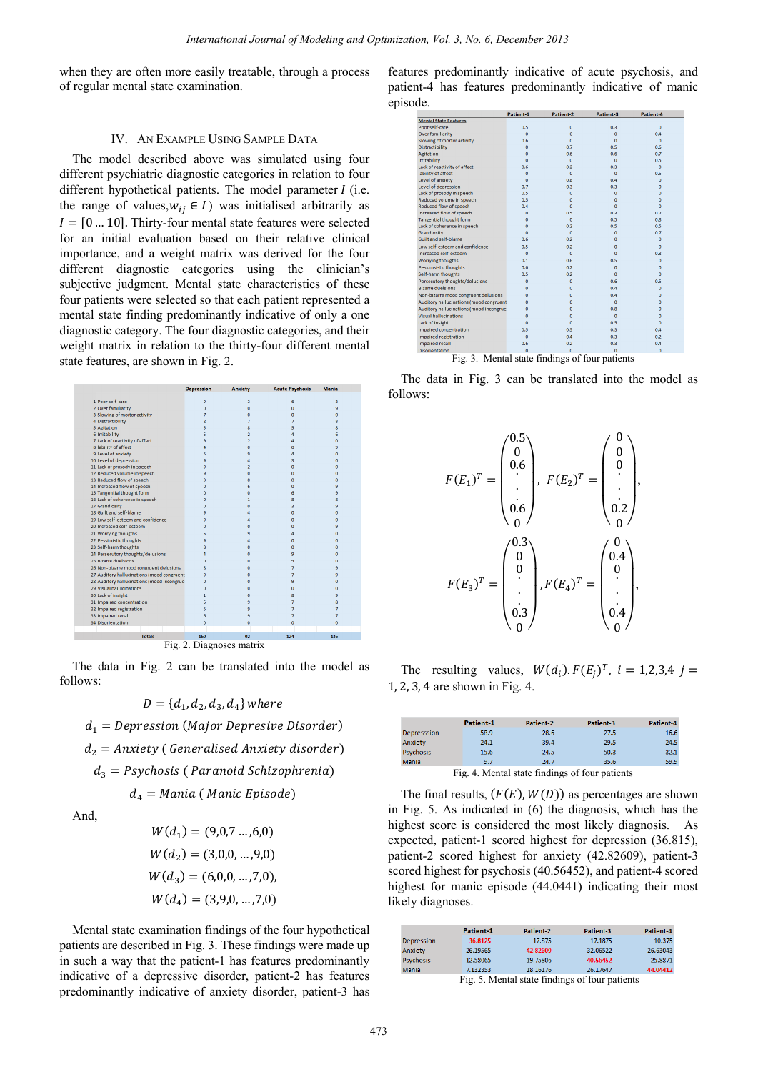when they are often more easily treatable, through a process of regular mental state examination.

## IV. An Example Using Sample Data

The model described above was simulated using four different psychiatric diagnostic categories in relation to four different hypothetical patients. The model parameter $I$ (i.e. the range of values, $w_{ij} \in I$) was initialised arbitrarily as $I = [0 \dots 10]$. Thirty-four mental state features were selected for an initial evaluation based on their relative clinical importance, and a weight matrix was derived for the four different diagnostic categories using the clinician's subjective judgment. Mental state characteristics of these four patients were selected so that each patient represented a mental state finding predominantly indicative of only a one diagnostic category. The four diagnostic categories, and their weight matrix in relation to the thirty-four different mental state features, are shown in Fig. 2.

| | Depression | Anxiety | Acute Psychosis | Mania |
|---|---|---|---|---|
| 1 Poor self-care | 9 | 3 | 6 | 3 |
| 2 Over familiarity | 0 | 0 | 0 | 9 |
| 3 Slowing of mortor activity | 7 | 0 | 0 | 0 |
| 4 Distractibility | 2 | 7 | 7 | 8 |
| 5 Agitation | 5 | 8 | 5 | 8 |
| 6 Irritability | 5 | 2 | 4 | 6 |
| 7 Lack of reactivity of affect | 9 | 2 | 4 | 0 |
| 8 lability of affect | 4 | 0 | 0 | 9 |
| 9 Level of anxiety | 5 | 9 | 4 | 0 |
| 10 Level of depression | 9 | 4 | 3 | 0 |
| 11 Lack of prosody in speech | 9 | 2 | 0 | 0 |
| 12 Reduced volume in speech | 9 | 0 | 0 | 0 |
| 13 Reduced flow of speech | 9 | 0 | 0 | 0 |
| 14 Increased flow of speech | 0 | 6 | 0 | 9 |
| 15 Tangential thought form | 0 | 0 | 6 | 9 |
| 16 Lack of coherence in speech | 0 | 1 | 8 | 8 |
| 17 Grandiosity | 0 | 0 | 3 | 9 |
| 18 Guilt and self-blame | 9 | 4 | 0 | 0 |
| 19 Low self-esteem and confidence | 9 | 4 | 0 | 0 |
| 20 Increased self-esteem | 0 | 0 | 0 | 9 |
| 21 Worrying thoughts | 5 | 9 | 4 | 0 |
| 22 Pessimistic thoughts | 9 | 4 | 0 | 0 |
| 23 Self-harm thoughts | 8 | 0 | 0 | 0 |
| 24 Persecutory thoughts/delusions | 4 | 0 | 9 | 0 |
| 25 Bizarre duelsions | 0 | 0 | 9 | 0 |
| 26 Non-bizarre mood congruent delusions | 8 | 0 | 7 | 9 |
| 27 Auditory hallucinations (mood congruent | 9 | 0 | 7 | 9 |
| 28 Auditory hallucinations (mood incongrue | 0 | 0 | 9 | 0 |
| 29 Visual hallucinations | 0 | 0 | 0 | 0 |
| 30 Lack of insight | 1 | 0 | 8 | 9 |
| 31 Impaired concentration | 5 | 9 | 7 | 8 |
| 32 Impaired registration | 5 | 9 | 7 | 7 |
| 33 Impaired recall | 6 | 9 | 7 | 7 |
| 34 Disorientation | 0 | 0 | 0 | 0 |
| Totals | 160 | 92 | 124 | 136 |

Fig. 2. Diagnoses matrix

The data in Fig. 2 can be translated into the model as follows:

$$D = \{d_1, d_2, d_3, d_4\} \; where$$

$$d_1 = Depression\ (Major\ Depresive\ Disorder)$$

$$d_2 = Anxiety\ (\ Generalised\ Anxiety\ disorder)$$

$$d_3 = Psychosis\ (\ Paranoid\ Schizophrenia)$$

$$d_4 = Mania\ (\ Manic\ Episode)$$

And,

$$W(d_1) = (9,0,7 \dots ,6,0)$$

$$W(d_2) = (3,0,0, \dots ,9,0)$$

$$W(d_3) = (6,0,0, \dots ,7,0),$$

$$W(d_4) = (3,9,0, \dots ,7,0)$$

Mental state examination findings of the four hypothetical patients are described in Fig. 3. These findings were made up in such a way that the patient-1 has features predominantly indicative of a depressive disorder, patient-2 has features predominantly indicative of anxiety disorder, patient-3 has features predominantly indicative of acute psychosis, and patient-4 has features predominantly indicative of manic episode.

| Mental State Features | Patient-1 | Patient-2 | Patient-3 | Patient-4 |
|---|---|---|---|---|
| Poor self-care | 0.5 | 0 | 0.3 | 0 |
| Over familiarity | 0 | 0 | 0 | 0.4 |
| Slowing of mortor activity | 0.6 | 0 | 0 | 0 |
| Distractibility | 0 | 0.7 | 0.5 | 0.6 |
| Agitation | 0 | 0.6 | 0.6 | 0.7 |
| Irritability | 0 | 0 | 0 | 0.5 |
| Lack of reactivity of affect | 0.6 | 0.2 | 0.3 | 0 |
| lability of affect | 0 | 0 | 0 | 0.5 |
| Level of anxiety | 0 | 0.8 | 0.4 | 0 |
| Level of depression | 0.7 | 0.3 | 0.3 | 0 |
| Lack of prosody in speech | 0.5 | 0 | 0 | 0 |
| Reduced volume in speech | 0.5 | 0 | 0 | 0 |
| Reduced flow of speech | 0.4 | 0 | 0 | 0 |
| Increased flow of speech | 0 | 0.5 | 0.3 | 0.7 |
| Tangential thought form | 0 | 0 | 0.5 | 0.8 |
| Lack of coherence in speech | 0 | 0.2 | 0.5 | 0.5 |
| Grandiosity | 0 | 0 | 0 | 0.7 |
| Guilt and self-blame | 0.6 | 0.2 | 0 | 0 |
| Low self-esteem and confidence | 0.5 | 0.2 | 0 | 0 |
| Increased self-esteem | 0 | 0 | 0 | 0.8 |
| Worrying thoughts | 0.1 | 0.6 | 0.5 | 0 |
| Pessimistic thoughts | 0.6 | 0.2 | 0 | 0 |
| Self-harm thoughts | 0.5 | 0.2 | 0 | 0 |
| Persecutory thoughts/delusions | 0 | 0 | 0.6 | 0.5 |
| Bizarre duelsions | 0 | 0 | 0.4 | 0 |
| Non-bizarre mood congruent delusions | 0 | 0 | 0.4 | 0 |
| Auditory hallucinations (mood congruent | 0 | 0 | 0 | 0 |
| Auditory hallucinations (mood incongrue | 0 | 0 | 0.8 | 0 |
| Visual hallucinations | 0 | 0 | 0 | 0 |
| Lack of insight | 0 | 0 | 0.5 | 0 |
| Impaired concentration | 0.5 | 0.5 | 0.3 | 0.4 |
| Impaired registration | 0 | 0.4 | 0.3 | 0.2 |
| Impaired recall | 0.6 | 0.2 | 0.3 | 0.4 |
| Disorientation | 0 | 0 | 0 | 0 |

Fig. 3. Mental state findings of four patients

The data in Fig. 3 can be translated into the model as follows:

$$F(E_1)^T = \begin{pmatrix} 0.5 \\ 0 \\ 0.6 \\ \cdot \\ \cdot \\ 0.6 \\ 0 \end{pmatrix}, \; F(E_2)^T = \begin{pmatrix} 0 \\ 0 \\ 0 \\ \cdot \\ \cdot \\ 0.2 \\ 0 \end{pmatrix},$$

$$F(E_3)^T = \begin{pmatrix} 0.3 \\ 0 \\ 0 \\ \cdot \\ \cdot \\ 0.3 \\ 0 \end{pmatrix}, F(E_4)^T = \begin{pmatrix} 0 \\ 0.4 \\ 0 \\ \cdot \\ \cdot \\ 0.4 \\ 0 \end{pmatrix},$$

The resulting values, $W(d_i).F(E_j)^T$, $i = 1,2,3,4$ $j = 1, 2, 3, 4$ are shown in Fig. 4.

| | Patient-1 | Patient-2 | Patient-3 | Patient-4 |
|---|---|---|---|---|
| Depresssion | 58.9 | 28.6 | 27.5 | 16.6 |
| Anxiety | 24.1 | 39.4 | 29.5 | 24.5 |
| Psychosis | 15.6 | 24.5 | 50.3 | 32.1 |
| Mania | 9.7 | 24.7 | 35.6 | 59.9 |

Fig. 4. Mental state findings of four patients

The final results, $(F(E), W(D))$ as percentages are shown in Fig. 5. As indicated in (6) the diagnosis, which has the highest score is considered the most likely diagnosis. As expected, patient-1 scored highest for depression (36.815), patient-2 scored highest for anxiety (42.82609), patient-3 scored highest for psychosis (40.56452), and patient-4 scored highest for manic episode (44.0441) indicating their most likely diagnoses.

| | Patient-1 | Patient-2 | Patient-3 | Patient-4 |
|---|---|---|---|---|
| Depression | 36.8125 | 17.875 | 17.1875 | 10.375 |
| Anxiety | 26.19565 | 42.82609 | 32.06522 | 26.63043 |
| Psychosis | 12.58065 | 19.75806 | 40.56452 | 25.8871 |
| Mania | 7.132353 | 18.16176 | 26.17647 | 44.04412 |

Fig. 5. Mental state findings of four patients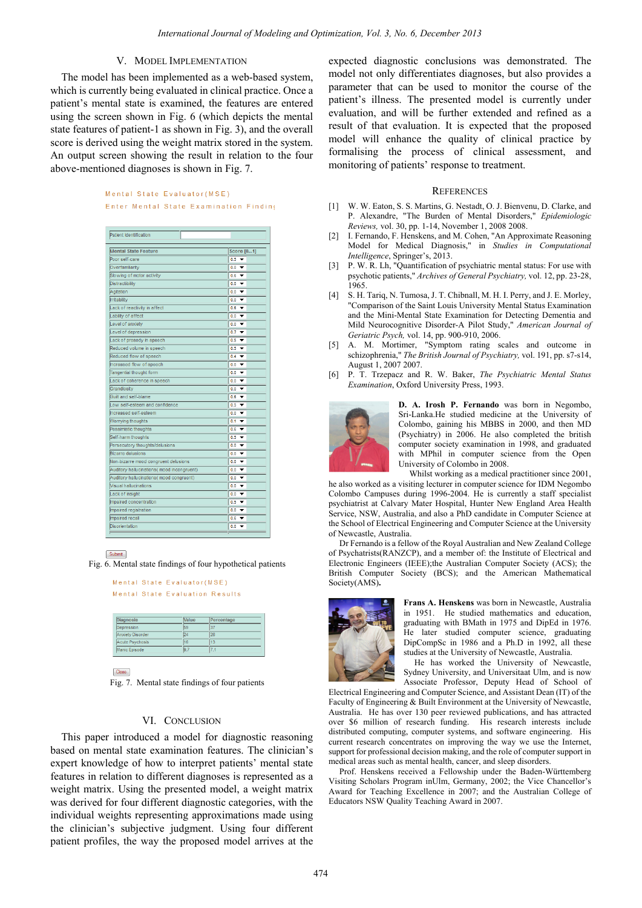## V. Model Implementation

The model has been implemented as a web-based system, which is currently being evaluated in clinical practice. Once a patient's mental state is examined, the features are entered using the screen shown in Fig. 6 (which depicts the mental state features of patient-1 as shown in Fig. 3), and the overall score is derived using the weight matrix stored in the system. An output screen showing the result in relation to the four above-mentioned diagnoses is shown in Fig. 7.

Mental State Evaluator(MSE)

Enter Mental State Examination Finding

Patient Identification

| Mental State Feature | Score [0...1] |
|---|---|
| Poor self-care | 0.5 |
| Overfamiliarity | 0.0 |
| Slowing of motor activity | 0.6 |
| Distractibility | 0.0 |
| Agitation | 0.0 |
| Irritability | 0.0 |
| Lack of reactivity in affect | 0.6 |
| Lability of affect | 0.0 |
| Level of anxiety | 0.0 |
| Level of depression | 0.7 |
| Lack of prosody in speech | 0.5 |
| Reduced volume in speech | 0.5 |
| Reduced flow of speech | 0.4 |
| Increased flow of speech | 0.0 |
| Tangential thought form | 0.0 |
| Lack of coherence in speech | 0.0 |
| Grandiosity | 0.0 |
| Guilt and self-blame | 0.6 |
| Low self-esteem and confidence | 0.5 |
| Increased self-esteem | 0.0 |
| Worrying thoughts | 0.1 |
| Pessimistic thoughts | 0.6 |
| Self-harm thoughts | 0.5 |
| Persecutory thoughts/delusions | 0.0 |
| Bizarre delusions | 0.0 |
| Non-bizarre mood congruent delusions | 0.0 |
| Auditory hallucinations( mood incongruent) | 0.0 |
| Auditory hallucinations( mood congruent) | 0.0 |
| Visual hallucinations | 0.0 |
| Lack of insight | 0.0 |
| Impaired concentration | 0.5 |
| Impaired registration | 0.0 |
| Impaired recall | 0.6 |
| Disorientation | 0.0 |

Submit

Fig. 6. Mental state findings of four hypothetical patients

Mental State Evaluator(MSE)

Mental State Evaluation Results

| Diagnosis | Value | Percentage |
|---|---|---|
| Depression | 59 | 37 |
| Anxiety Disorder | 24 | 28 |
| Acute Psychosis | 16 | 13 |
| Manic Episode | 9.7 | 7.1 |

Close

Fig. 7. Mental state findings of four patients

## VI. Conclusion

This paper introduced a model for diagnostic reasoning based on mental state examination features. The clinician's expert knowledge of how to interpret patients' mental state features in relation to different diagnoses is represented as a weight matrix. Using the presented model, a weight matrix was derived for four different diagnostic categories, with the individual weights representing approximations made using the clinician's subjective judgment. Using four different patient profiles, the way the proposed model arrives at the expected diagnostic conclusions was demonstrated. The model not only differentiates diagnoses, but also provides a parameter that can be used to monitor the course of the patient's illness. The presented model is currently under evaluation, and will be further extended and refined as a result of that evaluation. It is expected that the proposed model will enhance the quality of clinical practice by formalising the process of clinical assessment, and monitoring of patients' response to treatment.

## References

[1] W. W. Eaton, S. S. Martins, G. Nestadt, O. J. Bienvenu, D. Clarke, and P. Alexandre, "The Burden of Mental Disorders," *Epidemiologic Reviews*, vol. 30, pp. 1-14, November 1, 2008 2008.

[2] I. Fernando, F. Henskens, and M. Cohen, "An Approximate Reasoning Model for Medical Diagnosis," in *Studies in Computational Intelligence*, Springer's, 2013.

[3] P. W. R. Lh, "Quantification of psychiatric mental status: For use with psychotic patients," *Archives of General Psychiatry*, vol. 12, pp. 23-28, 1965.

[4] S. H. Tariq, N. Tumosa, J. T. Chibnall, M. H. I. Perry, and J. E. Morley, "Comparison of the Saint Louis University Mental Status Examination and the Mini-Mental State Examination for Detecting Dementia and Mild Neurocognitive Disorder-A Pilot Study," *American Journal of Geriatric Psych*, vol. 14, pp. 900-910, 2006.

[5] A. M. Mortimer, "Symptom rating scales and outcome in schizophrenia," *The British Journal of Psychiatry*, vol. 191, pp. s7-s14, August 1, 2007 2007.

[6] P. T. Trzepacz and R. W. Baker, *The Psychiatric Mental Status Examination*, Oxford University Press, 1993.

**D. A. Irosh P. Fernando** was born in Negombo, Sri-Lanka.He studied medicine at the University of Colombo, gaining his MBBS in 2000, and then MD (Psychiatry) in 2006. He also completed the british computer society examination in 1998, and graduated with MPhil in computer science from the Open University of Colombo in 2008.

Whilst working as a medical practitioner since 2001, he also worked as a visiting lecturer in computer science for IDM Negombo Colombo Campuses during 1996-2004. He is currently a staff specialist psychiatrist at Calvary Mater Hospital, Hunter New England Area Health Service, NSW, Australia, and also a PhD candidate in Computer Science at the School of Electrical Engineering and Computer Science at the University of Newcastle, Australia.

Dr Fernando is a fellow of the Royal Australian and New Zealand College of Psychatrists(RANZCP), and a member of: the Institute of Electrical and Electronic Engineers (IEEE);the Australian Computer Society (ACS); the British Computer Society (BCS); and the American Mathematical Society(AMS).

**Frans A. Henskens** was born in Newcastle, Australia in 1951. He studied mathematics and education, graduating with BMath in 1975 and DipEd in 1976. He later studied computer science, graduating DipCompSc in 1986 and a Ph.D in 1992, all these studies at the University of Newcastle, Australia.

He has worked the University of Newcastle, Sydney University, and Universitaet Ulm, and is now Associate Professor, Deputy Head of School of Electrical Engineering and Computer Science, and Assistant Dean (IT) of the Faculty of Engineering & Built Environment at the University of Newcastle, Australia. He has over 130 peer reviewed publications, and has attracted over $6 million of research funding. His research interests include distributed computing, computer systems, and software engineering. His current research concentrates on improving the way we use the Internet, support for professional decision making, and the role of computer support in medical areas such as mental health, cancer, and sleep disorders.

Prof. Henskens received a Fellowship under the Baden-Württemberg Visiting Scholars Program inUlm, Germany, 2002; the Vice Chancellor's Award for Teaching Excellence in 2007; and the Australian College of Educators NSW Quality Teaching Award in 2007.